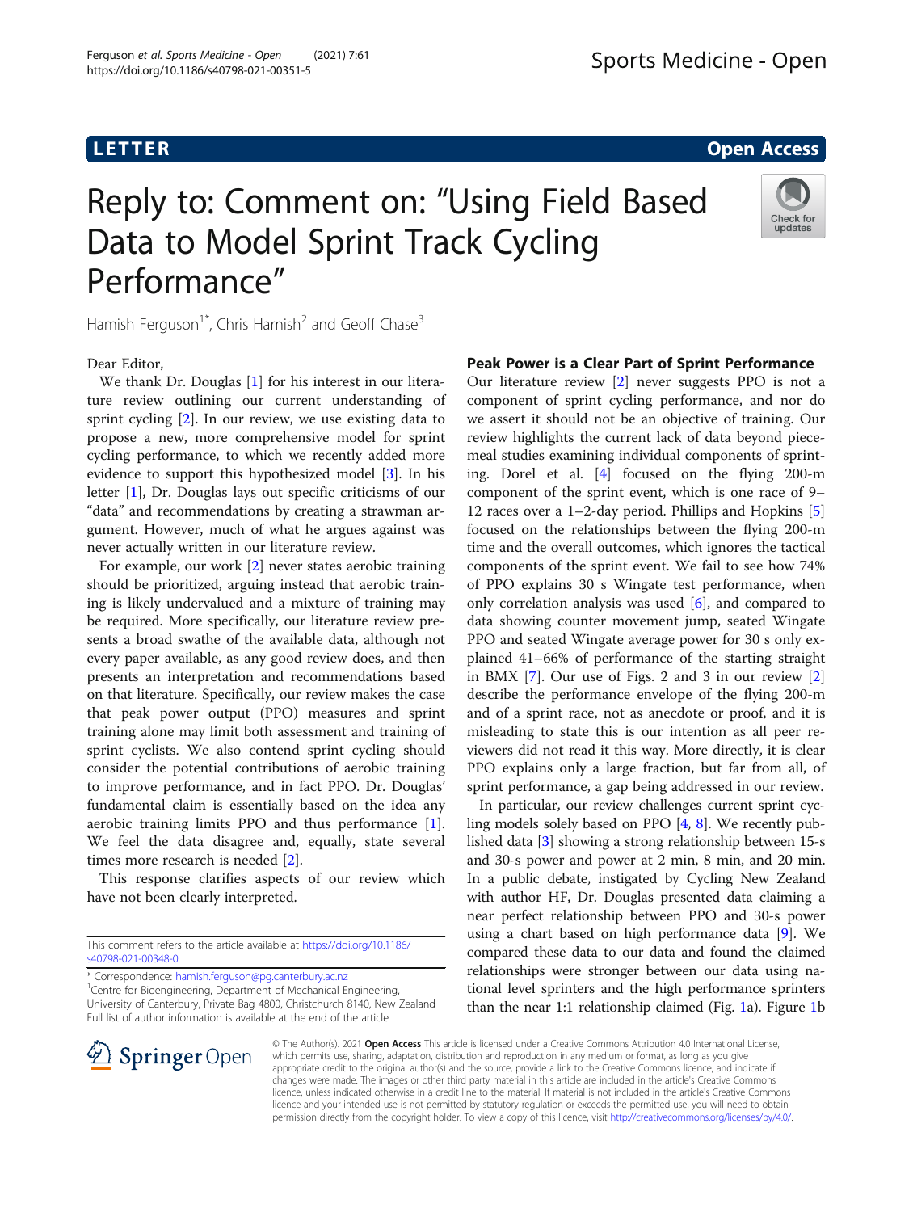LETTER

Open Access

# Reply to: Comment on: "Using Field Based Data to Model Sprint Track Cycling Performance"

Hamish Ferguson[1*], Chris Harnish[2] and Geoff Chase[3]

Dear Editor,

We thank Dr. Douglas [1] for his interest in our literature review outlining our current understanding of sprint cycling [2]. In our review, we use existing data to propose a new, more comprehensive model for sprint cycling performance, to which we recently added more evidence to support this hypothesized model [3]. In his letter [1], Dr. Douglas lays out specific criticisms of our "data" and recommendations by creating a strawman argument. However, much of what he argues against was never actually written in our literature review.

For example, our work [2] never states aerobic training should be prioritized, arguing instead that aerobic training is likely undervalued and a mixture of training may be required. More specifically, our literature review presents a broad swathe of the available data, although not every paper available, as any good review does, and then presents an interpretation and recommendations based on that literature. Specifically, our review makes the case that peak power output (PPO) measures and sprint training alone may limit both assessment and training of sprint cyclists. We also contend sprint cycling should consider the potential contributions of aerobic training to improve performance, and in fact PPO. Dr. Douglas' fundamental claim is essentially based on the idea any aerobic training limits PPO and thus performance [1]. We feel the data disagree and, equally, state several times more research is needed [2].

This response clarifies aspects of our review which have not been clearly interpreted.

## Peak Power is a Clear Part of Sprint Performance

Our literature review [2] never suggests PPO is not a component of sprint cycling performance, and nor do we assert it should not be an objective of training. Our review highlights the current lack of data beyond piecemeal studies examining individual components of sprinting. Dorel et al. [4] focused on the flying 200-m component of the sprint event, which is one race of 9–12 races over a 1–2-day period. Phillips and Hopkins [5] focused on the relationships between the flying 200-m time and the overall outcomes, which ignores the tactical components of the sprint event. We fail to see how 74% of PPO explains 30 s Wingate test performance, when only correlation analysis was used [6], and compared to data showing counter movement jump, seated Wingate PPO and seated Wingate average power for 30 s only explained 41–66% of performance of the starting straight in BMX [7]. Our use of Figs. 2 and 3 in our review [2] describe the performance envelope of the flying 200-m and of a sprint race, not as anecdote or proof, and it is misleading to state this is our intention as all peer reviewers did not read it this way. More directly, it is clear PPO explains only a large fraction, but far from all, of sprint performance, a gap being addressed in our review.

In particular, our review challenges current sprint cycling models solely based on PPO [4, 8]. We recently published data [3] showing a strong relationship between 15-s and 30-s power and power at 2 min, 8 min, and 20 min. In a public debate, instigated by Cycling New Zealand with author HF, Dr. Douglas presented data claiming a near perfect relationship between PPO and 30-s power using a chart based on high performance data [9]. We compared these data to our data and found the claimed relationships were stronger between our data using national level sprinters and the high performance sprinters than the near 1:1 relationship claimed (Fig. 1a). Figure 1b

This comment refers to the article available at https://doi.org/10.1186/s40798-021-00348-0.

* Correspondence: hamish.ferguson@pg.canterbury.ac.nz
[1]Centre for Bioengineering, Department of Mechanical Engineering, University of Canterbury, Private Bag 4800, Christchurch 8140, New Zealand
Full list of author information is available at the end of the article

© The Author(s). 2021 **Open Access** This article is licensed under a Creative Commons Attribution 4.0 International License, which permits use, sharing, adaptation, distribution and reproduction in any medium or format, as long as you give appropriate credit to the original author(s) and the source, provide a link to the Creative Commons licence, and indicate if changes were made. The images or other third party material in this article are included in the article's Creative Commons licence, unless indicated otherwise in a credit line to the material. If material is not included in the article's Creative Commons licence and your intended use is not permitted by statutory regulation or exceeds the permitted use, you will need to obtain permission directly from the copyright holder. To view a copy of this licence, visit http://creativecommons.org/licenses/by/4.0/.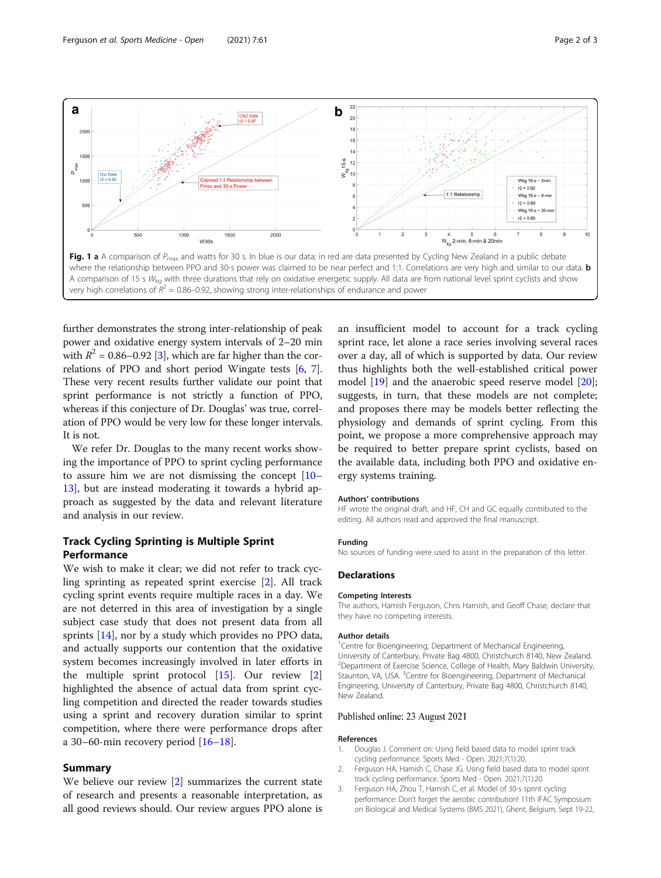**Fig. 1** **a** A comparison of $P_{max}$ and watts for 30 s. In blue is our data; in red are data presented by Cycling New Zealand in a public debate where the relationship between PPO and 30-s power was claimed to be near perfect and 1:1. Correlations are very high and similar to our data. **b** A comparison of 15 s $W_{kg}$ with three durations that rely on oxidative energetic supply. All data are from national level sprint cyclists and show very high correlations of $R^2$ = 0.86–0.92, showing strong inter-relationships of endurance and power

further demonstrates the strong inter-relationship of peak power and oxidative energy system intervals of 2–20 min with $R^2$ = 0.86–0.92 [3], which are far higher than the correlations of PPO and short period Wingate tests [6, 7]. These very recent results further validate our point that sprint performance is not strictly a function of PPO, whereas if this conjecture of Dr. Douglas' was true, correlation of PPO would be very low for these longer intervals. It is not.

We refer Dr. Douglas to the many recent works showing the importance of PPO to sprint cycling performance to assure him we are not dismissing the concept [10–13], but are instead moderating it towards a hybrid approach as suggested by the data and relevant literature and analysis in our review.

## Track Cycling Sprinting is Multiple Sprint Performance

We wish to make it clear; we did not refer to track cycling sprinting as repeated sprint exercise [2]. All track cycling sprint events require multiple races in a day. We are not deterred in this area of investigation by a single subject case study that does not present data from all sprints [14], nor by a study which provides no PPO data, and actually supports our contention that the oxidative system becomes increasingly involved in later efforts in the multiple sprint protocol [15]. Our review [2] highlighted the absence of actual data from sprint cycling competition and directed the reader towards studies using a sprint and recovery duration similar to sprint competition, where there were performance drops after a 30–60-min recovery period [16–18].

## Summary

We believe our review [2] summarizes the current state of research and presents a reasonable interpretation, as all good reviews should. Our review argues PPO alone is an insufficient model to account for a track cycling sprint race, let alone a race series involving several races over a day, all of which is supported by data. Our review thus highlights both the well-established critical power model [19] and the anaerobic speed reserve model [20]; suggests, in turn, that these models are not complete; and proposes there may be models better reflecting the physiology and demands of sprint cycling. From this point, we propose a more comprehensive approach may be required to better prepare sprint cyclists, based on the available data, including both PPO and oxidative energy systems training.

### Authors' contributions

HF wrote the original draft, and HF, CH and GC equally contributed to the editing. All authors read and approved the final manuscript.

### Funding

No sources of funding were used to assist in the preparation of this letter.

## Declarations

### Competing Interests

The authors, Hamish Ferguson, Chris Harnish, and Geoff Chase, declare that they have no competing interests.

### Author details

[1]Centre for Bioengineering, Department of Mechanical Engineering, University of Canterbury, Private Bag 4800, Christchurch 8140, New Zealand. [2]Department of Exercise Science, College of Health, Mary Baldwin University, Staunton, VA, USA. [3]Centre for Bioengineering, Department of Mechanical Engineering, University of Canterbury, Private Bag 4800, Christchurch 8140, New Zealand.

Published online: 23 August 2021

### References

1. Douglas J. Comment on: Using field based data to model sprint track cycling performance. Sports Med - Open. 2021;7(1):20.
2. Ferguson HA, Harnish C, Chase JG. Using field based data to model sprint track cycling performance. Sports Med - Open. 2021;7(1):20.
3. Ferguson HA, Zhou T, Harnish C, et al. Model of 30-s sprint cycling performance: Don't forget the aerobic contribution! 11th IFAC Symposium on Biological and Medical Systems (BMS 2021), Ghent, Belgium, Sept 19-22,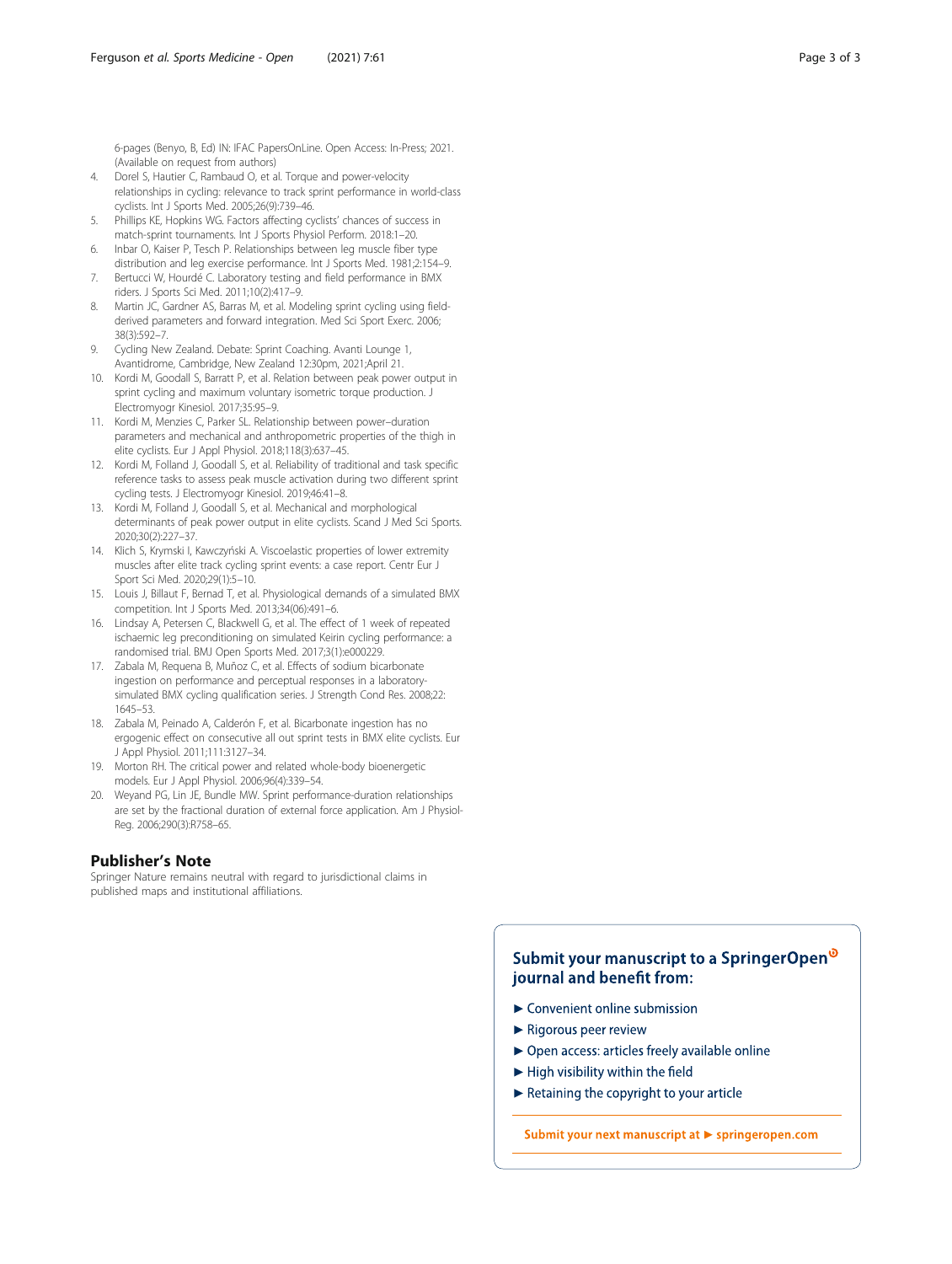6-pages (Benyo, B, Ed) IN: IFAC PapersOnLine. Open Access: In-Press; 2021. (Available on request from authors)

4. Dorel S, Hautier C, Rambaud O, et al. Torque and power-velocity relationships in cycling: relevance to track sprint performance in world-class cyclists. Int J Sports Med. 2005;26(9):739–46.
5. Phillips KE, Hopkins WG. Factors affecting cyclists' chances of success in match-sprint tournaments. Int J Sports Physiol Perform. 2018:1–20.
6. Inbar O, Kaiser P, Tesch P. Relationships between leg muscle fiber type distribution and leg exercise performance. Int J Sports Med. 1981;2:154–9.
7. Bertucci W, Hourdé C. Laboratory testing and field performance in BMX riders. J Sports Sci Med. 2011;10(2):417–9.
8. Martin JC, Gardner AS, Barras M, et al. Modeling sprint cycling using field-derived parameters and forward integration. Med Sci Sport Exerc. 2006; 38(3):592–7.
9. Cycling New Zealand. Debate: Sprint Coaching. Avanti Lounge 1, Avantidrome, Cambridge, New Zealand 12:30pm, 2021;April 21.
10. Kordi M, Goodall S, Barratt P, et al. Relation between peak power output in sprint cycling and maximum voluntary isometric torque production. J Electromyogr Kinesiol. 2017;35:95–9.
11. Kordi M, Menzies C, Parker SL. Relationship between power–duration parameters and mechanical and anthropometric properties of the thigh in elite cyclists. Eur J Appl Physiol. 2018;118(3):637–45.
12. Kordi M, Folland J, Goodall S, et al. Reliability of traditional and task specific reference tasks to assess peak muscle activation during two different sprint cycling tests. J Electromyogr Kinesiol. 2019;46:41–8.
13. Kordi M, Folland J, Goodall S, et al. Mechanical and morphological determinants of peak power output in elite cyclists. Scand J Med Sci Sports. 2020;30(2):227–37.
14. Klich S, Krymski I, Kawczyński A. Viscoelastic properties of lower extremity muscles after elite track cycling sprint events: a case report. Centr Eur J Sport Sci Med. 2020;29(1):5–10.
15. Louis J, Billaut F, Bernad T, et al. Physiological demands of a simulated BMX competition. Int J Sports Med. 2013;34(06):491–6.
16. Lindsay A, Petersen C, Blackwell G, et al. The effect of 1 week of repeated ischaemic leg preconditioning on simulated Keirin cycling performance: a randomised trial. BMJ Open Sports Med. 2017;3(1):e000229.
17. Zabala M, Requena B, Muñoz C, et al. Effects of sodium bicarbonate ingestion on performance and perceptual responses in a laboratory-simulated BMX cycling qualification series. J Strength Cond Res. 2008;22: 1645–53.
18. Zabala M, Peinado A, Calderón F, et al. Bicarbonate ingestion has no ergogenic effect on consecutive all out sprint tests in BMX elite cyclists. Eur J Appl Physiol. 2011;111:3127–34.
19. Morton RH. The critical power and related whole-body bioenergetic models. Eur J Appl Physiol. 2006;96(4):339–54.
20. Weyand PG, Lin JE, Bundle MW. Sprint performance-duration relationships are set by the fractional duration of external force application. Am J Physiol-Reg. 2006;290(3):R758–65.

## Publisher's Note

Springer Nature remains neutral with regard to jurisdictional claims in published maps and institutional affiliations.

**Submit your manuscript to a SpringerOpen journal and benefit from:**

- ► Convenient online submission
- ► Rigorous peer review
- ► Open access: articles freely available online
- ► High visibility within the field
- ► Retaining the copyright to your article

**Submit your next manuscript at ► springeropen.com**